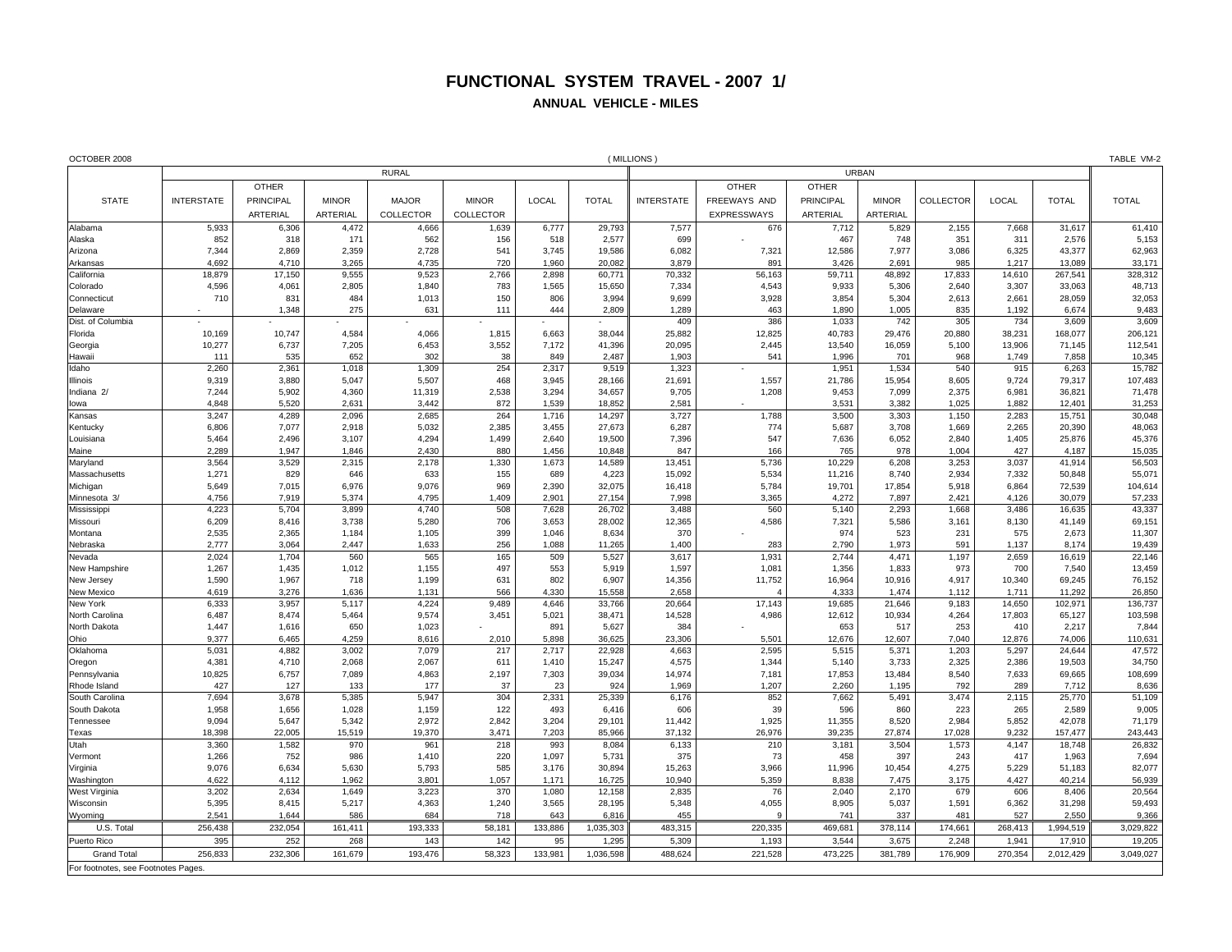# FUNCTIONAL SYSTEM TRAVEL - 2007 1/

## ANNUAL VEHICLE - MILES

OCTOBER 2008 (MILLIONS) TABLE VM-2

| STATE | RURAL | | | | | | | URBAN | | | | | | | TOTAL |
|---|---|---|---|---|---|---|---|---|---|---|---|---|---|---|---|
| | INTERSTATE | OTHER PRINCIPAL ARTERIAL | MINOR ARTERIAL | MAJOR COLLECTOR | MINOR COLLECTOR | LOCAL | TOTAL | INTERSTATE | OTHER FREEWAYS AND EXPRESSWAYS | OTHER PRINCIPAL ARTERIAL | MINOR ARTERIAL | COLLECTOR | LOCAL | TOTAL | |
| Alabama | 5,933 | 6,306 | 4,472 | 4,666 | 1,639 | 6,777 | 29,793 | 7,577 | 676 | 7,712 | 5,829 | 2,155 | 7,668 | 31,617 | 61,410 |
| Alaska | 852 | 318 | 171 | 562 | 156 | 518 | 2,577 | 699 | - | 467 | 748 | 351 | 311 | 2,576 | 5,153 |
| Arizona | 7,344 | 2,869 | 2,359 | 2,728 | 541 | 3,745 | 19,586 | 6,082 | 7,321 | 12,586 | 7,977 | 3,086 | 6,325 | 43,377 | 62,963 |
| Arkansas | 4,692 | 4,710 | 3,265 | 4,735 | 720 | 1,960 | 20,082 | 3,879 | 891 | 3,426 | 2,691 | 985 | 1,217 | 13,089 | 33,171 |
| California | 18,879 | 17,150 | 9,555 | 9,523 | 2,766 | 2,898 | 60,771 | 70,332 | 56,163 | 59,711 | 48,892 | 17,833 | 14,610 | 267,541 | 328,312 |
| Colorado | 4,596 | 4,061 | 2,805 | 1,840 | 783 | 1,565 | 15,650 | 7,334 | 4,543 | 9,933 | 5,306 | 2,640 | 3,307 | 33,063 | 48,713 |
| Connecticut | 710 | 831 | 484 | 1,013 | 150 | 806 | 3,994 | 9,699 | 3,928 | 3,854 | 5,304 | 2,613 | 2,661 | 28,059 | 32,053 |
| Delaware | - | 1,348 | 275 | 631 | 111 | 444 | 2,809 | 1,289 | 463 | 1,890 | 1,005 | 835 | 1,192 | 6,674 | 9,483 |
| Dist. of Columbia | - | - | - | - | - | - | - | 409 | 386 | 1,033 | 742 | 305 | 734 | 3,609 | 3,609 |
| Florida | 10,169 | 10,747 | 4,584 | 4,066 | 1,815 | 6,663 | 38,044 | 25,882 | 12,825 | 40,783 | 29,476 | 20,880 | 38,231 | 168,077 | 206,121 |
| Georgia | 10,277 | 6,737 | 7,205 | 6,453 | 3,552 | 7,172 | 41,396 | 20,095 | 2,445 | 13,540 | 16,059 | 5,100 | 13,906 | 71,145 | 112,541 |
| Hawaii | 111 | 535 | 652 | 302 | 38 | 849 | 2,487 | 1,903 | 541 | 1,996 | 701 | 968 | 1,749 | 7,858 | 10,345 |
| Idaho | 2,260 | 2,361 | 1,018 | 1,309 | 254 | 2,317 | 9,519 | 1,323 | - | 1,951 | 1,534 | 540 | 915 | 6,263 | 15,782 |
| Illinois | 9,319 | 3,880 | 5,047 | 5,507 | 468 | 3,945 | 28,166 | 21,691 | 1,557 | 21,786 | 15,954 | 8,605 | 9,724 | 79,317 | 107,483 |
| Indiana 2/ | 7,244 | 5,902 | 4,360 | 11,319 | 2,538 | 3,294 | 34,657 | 9,705 | 1,208 | 9,453 | 7,099 | 2,375 | 6,981 | 36,821 | 71,478 |
| Iowa | 4,848 | 5,520 | 2,631 | 3,442 | 872 | 1,539 | 18,852 | 2,581 | - | 3,531 | 3,382 | 1,025 | 1,882 | 12,401 | 31,253 |
| Kansas | 3,247 | 4,289 | 2,096 | 2,685 | 264 | 1,716 | 14,297 | 3,727 | 1,788 | 3,500 | 3,303 | 1,150 | 2,283 | 15,751 | 30,048 |
| Kentucky | 6,806 | 7,077 | 2,918 | 5,032 | 2,385 | 3,455 | 27,673 | 6,287 | 774 | 5,687 | 3,708 | 1,669 | 2,265 | 20,390 | 48,063 |
| Louisiana | 5,464 | 2,496 | 3,107 | 4,294 | 1,499 | 2,640 | 19,500 | 7,396 | 547 | 7,636 | 6,052 | 2,840 | 1,405 | 25,876 | 45,376 |
| Maine | 2,289 | 1,947 | 1,846 | 2,430 | 880 | 1,456 | 10,848 | 847 | 166 | 765 | 978 | 1,004 | 427 | 4,187 | 15,035 |
| Maryland | 3,564 | 3,529 | 2,315 | 2,178 | 1,330 | 1,673 | 14,589 | 13,451 | 5,736 | 10,229 | 6,208 | 3,253 | 3,037 | 41,914 | 56,503 |
| Massachusetts | 1,271 | 829 | 646 | 633 | 155 | 689 | 4,223 | 15,092 | 5,534 | 11,216 | 8,740 | 2,934 | 7,332 | 50,848 | 55,071 |
| Michigan | 5,649 | 7,015 | 6,976 | 9,076 | 969 | 2,390 | 32,075 | 16,418 | 5,784 | 19,701 | 17,854 | 5,918 | 6,864 | 72,539 | 104,614 |
| Minnesota 3/ | 4,756 | 7,919 | 5,374 | 4,795 | 1,409 | 2,901 | 27,154 | 7,998 | 3,365 | 4,272 | 7,897 | 2,421 | 4,126 | 30,079 | 57,233 |
| Mississippi | 4,223 | 5,704 | 3,899 | 4,740 | 508 | 7,628 | 26,702 | 3,488 | 560 | 5,140 | 2,293 | 1,668 | 3,486 | 16,635 | 43,337 |
| Missouri | 6,209 | 8,416 | 3,738 | 5,280 | 706 | 3,653 | 28,002 | 12,365 | 4,586 | 7,321 | 5,586 | 3,161 | 8,130 | 41,149 | 69,151 |
| Montana | 2,535 | 2,365 | 1,184 | 1,105 | 399 | 1,046 | 8,634 | 370 | - | 974 | 523 | 231 | 575 | 2,673 | 11,307 |
| Nebraska | 2,777 | 3,064 | 2,447 | 1,633 | 256 | 1,088 | 11,265 | 1,400 | 283 | 2,790 | 1,973 | 591 | 1,137 | 8,174 | 19,439 |
| Nevada | 2,024 | 1,704 | 560 | 565 | 165 | 509 | 5,527 | 3,617 | 1,931 | 2,744 | 4,471 | 1,197 | 2,659 | 16,619 | 22,146 |
| New Hampshire | 1,267 | 1,435 | 1,012 | 1,155 | 497 | 553 | 5,919 | 1,597 | 1,081 | 1,356 | 1,833 | 973 | 700 | 7,540 | 13,459 |
| New Jersey | 1,590 | 1,967 | 718 | 1,199 | 631 | 802 | 6,907 | 14,356 | 11,752 | 16,964 | 10,916 | 4,917 | 10,340 | 69,245 | 76,152 |
| New Mexico | 4,619 | 3,276 | 1,636 | 1,131 | 566 | 4,330 | 15,558 | 2,658 | 4 | 4,333 | 1,474 | 1,112 | 1,711 | 11,292 | 26,850 |
| New York | 6,333 | 3,957 | 5,117 | 4,224 | 9,489 | 4,646 | 33,766 | 20,664 | 17,143 | 19,685 | 21,646 | 9,183 | 14,650 | 102,971 | 136,737 |
| North Carolina | 6,487 | 8,474 | 5,464 | 9,574 | 3,451 | 5,021 | 38,471 | 14,528 | 4,986 | 12,612 | 10,934 | 4,264 | 17,803 | 65,127 | 103,598 |
| North Dakota | 1,447 | 1,616 | 650 | 1,023 | - | 891 | 5,627 | 384 | - | 653 | 517 | 253 | 410 | 2,217 | 7,844 |
| Ohio | 9,377 | 6,465 | 4,259 | 8,616 | 2,010 | 5,898 | 36,625 | 23,306 | 5,501 | 12,676 | 12,607 | 7,040 | 12,876 | 74,006 | 110,631 |
| Oklahoma | 5,031 | 4,882 | 3,002 | 7,079 | 217 | 2,717 | 22,928 | 4,663 | 2,595 | 5,515 | 5,371 | 1,203 | 5,297 | 24,644 | 47,572 |
| Oregon | 4,381 | 4,710 | 2,068 | 2,067 | 611 | 1,410 | 15,247 | 4,575 | 1,344 | 5,140 | 3,733 | 2,325 | 2,386 | 19,503 | 34,750 |
| Pennsylvania | 10,825 | 6,757 | 7,089 | 4,863 | 2,197 | 7,303 | 39,034 | 14,974 | 7,181 | 17,853 | 13,484 | 8,540 | 7,633 | 69,665 | 108,699 |
| Rhode Island | 427 | 127 | 133 | 177 | 37 | 23 | 924 | 1,969 | 1,207 | 2,260 | 1,195 | 792 | 289 | 7,712 | 8,636 |
| South Carolina | 7,694 | 3,678 | 5,385 | 5,947 | 304 | 2,331 | 25,339 | 6,176 | 852 | 7,662 | 5,491 | 3,474 | 2,115 | 25,770 | 51,109 |
| South Dakota | 1,958 | 1,656 | 1,028 | 1,159 | 122 | 493 | 6,416 | 606 | 39 | 596 | 860 | 223 | 265 | 2,589 | 9,005 |
| Tennessee | 9,094 | 5,647 | 5,342 | 2,972 | 2,842 | 3,204 | 29,101 | 11,442 | 1,925 | 11,355 | 8,520 | 2,984 | 5,852 | 42,078 | 71,179 |
| Texas | 18,398 | 22,005 | 15,519 | 19,370 | 3,471 | 7,203 | 85,966 | 37,132 | 26,976 | 39,235 | 27,874 | 17,028 | 9,232 | 157,477 | 243,443 |
| Utah | 3,360 | 1,582 | 970 | 961 | 218 | 993 | 8,084 | 6,133 | 210 | 3,181 | 3,504 | 1,573 | 4,147 | 18,748 | 26,832 |
| Vermont | 1,266 | 752 | 986 | 1,410 | 220 | 1,097 | 5,731 | 375 | 73 | 458 | 397 | 243 | 417 | 1,963 | 7,694 |
| Virginia | 9,076 | 6,634 | 5,630 | 5,793 | 585 | 3,176 | 30,894 | 15,263 | 3,966 | 11,996 | 10,454 | 4,275 | 5,229 | 51,183 | 82,077 |
| Washington | 4,622 | 4,112 | 1,962 | 3,801 | 1,057 | 1,171 | 16,725 | 10,940 | 5,359 | 8,838 | 7,475 | 3,175 | 4,427 | 40,214 | 56,939 |
| West Virginia | 3,202 | 2,634 | 1,649 | 3,223 | 370 | 1,080 | 12,158 | 2,835 | 76 | 2,040 | 2,170 | 679 | 606 | 8,406 | 20,564 |
| Wisconsin | 5,395 | 8,415 | 5,217 | 4,363 | 1,240 | 3,565 | 28,195 | 5,348 | 4,055 | 8,905 | 5,037 | 1,591 | 6,362 | 31,298 | 59,493 |
| Wyoming | 2,541 | 1,644 | 586 | 684 | 718 | 643 | 6,816 | 455 | 9 | 741 | 337 | 481 | 527 | 2,550 | 9,366 |
| U.S. Total | 256,438 | 232,054 | 161,411 | 193,333 | 58,181 | 133,886 | 1,035,303 | 483,315 | 220,335 | 469,681 | 378,114 | 174,661 | 268,413 | 1,994,519 | 3,029,822 |
| Puerto Rico | 395 | 252 | 268 | 143 | 142 | 95 | 1,295 | 5,309 | 1,193 | 3,544 | 3,675 | 2,248 | 1,941 | 17,910 | 19,205 |
| Grand Total | 256,833 | 232,306 | 161,679 | 193,476 | 58,323 | 133,981 | 1,036,598 | 488,624 | 221,528 | 473,225 | 381,789 | 176,909 | 270,354 | 2,012,429 | 3,049,027 |

For footnotes, see Footnotes Pages.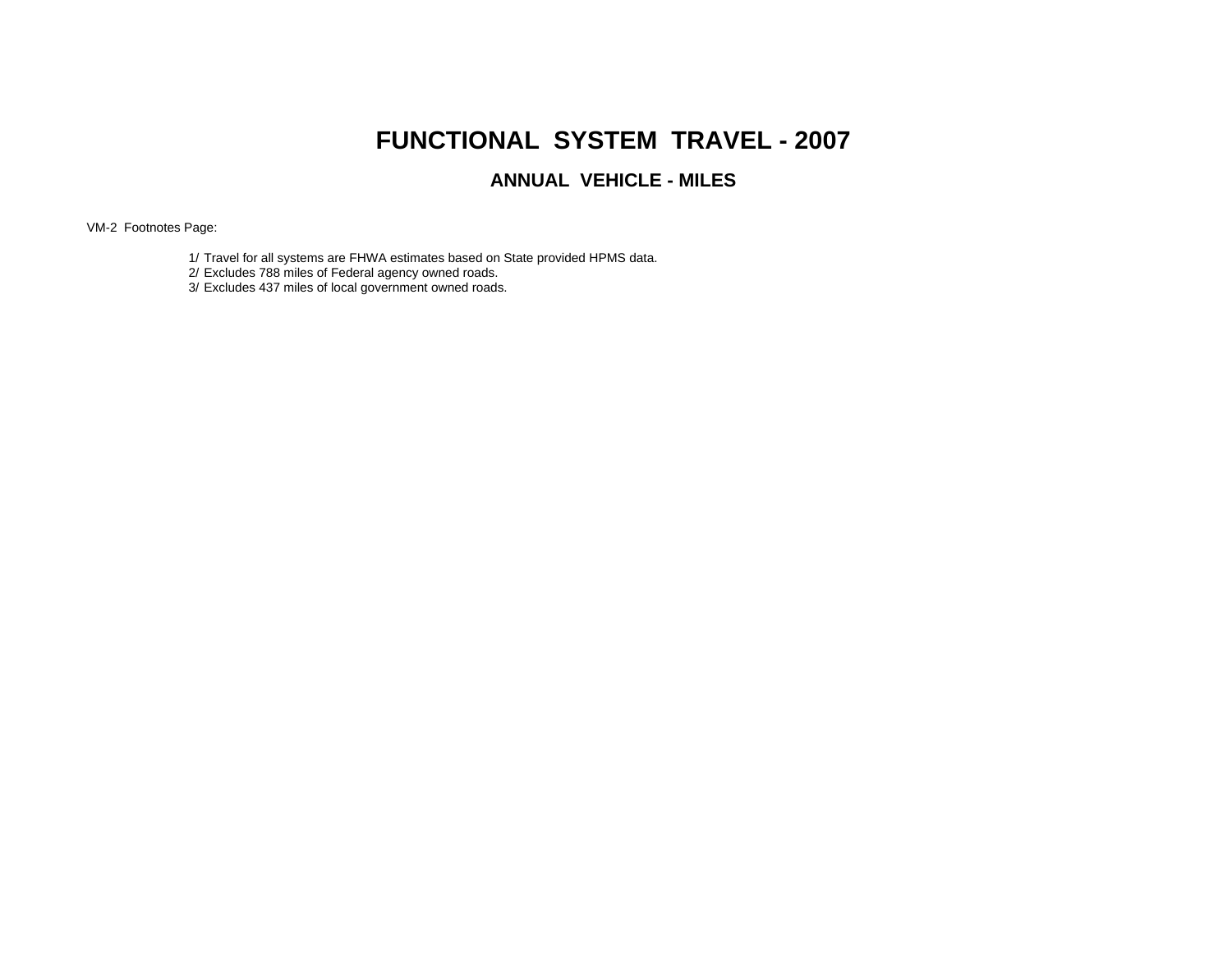# FUNCTIONAL SYSTEM TRAVEL - 2007

## ANNUAL VEHICLE - MILES

VM-2 Footnotes Page:

1/ Travel for all systems are FHWA estimates based on State provided HPMS data.
2/ Excludes 788 miles of Federal agency owned roads.
3/ Excludes 437 miles of local government owned roads.